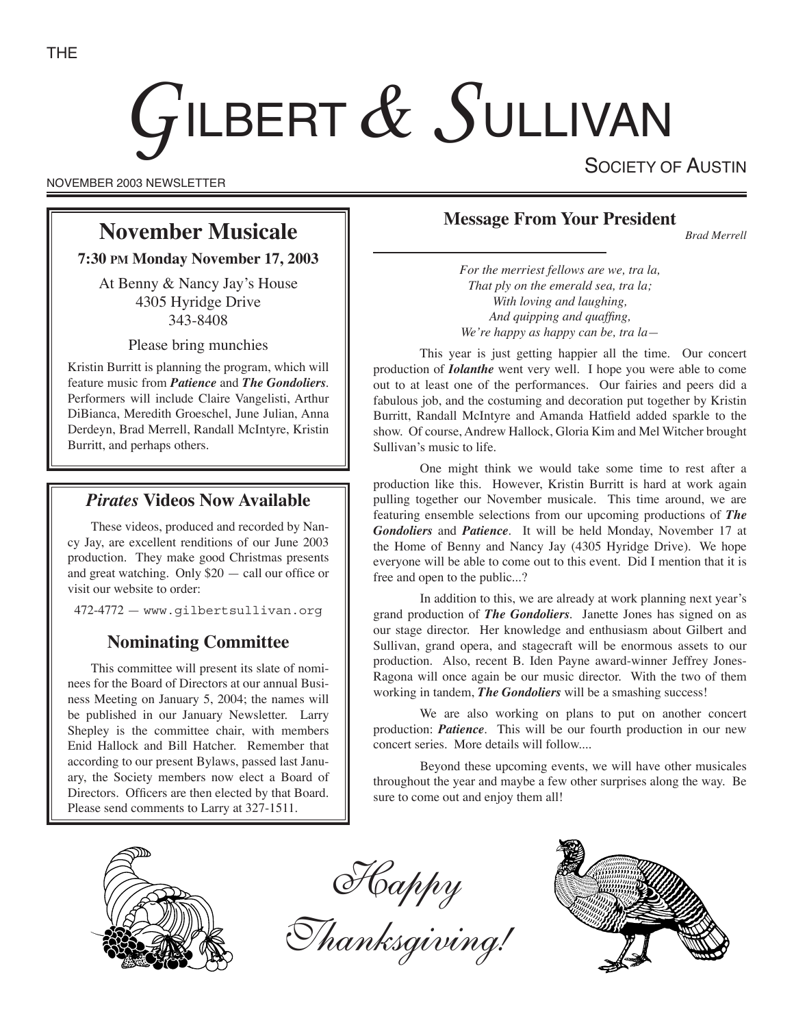THE

# GILBERT & SULLIVAN

SOCIETY OF AUSTIN

NOVEMBER 2003 NEWSLETTER

## November Musicale

**7:30 PM Monday November 17, 2003**

At Benny & Nancy Jay's House
4305 Hyridge Drive
343-8408

Please bring munchies

Kristin Burritt is planning the program, which will feature music from ***Patience*** and ***The Gondoliers***. Performers will include Claire Vangelisti, Arthur DiBianca, Meredith Groeschel, June Julian, Anna Derdeyn, Brad Merrell, Randall McIntyre, Kristin Burritt, and perhaps others.

## *Pirates* Videos Now Available

These videos, produced and recorded by Nancy Jay, are excellent renditions of our June 2003 production. They make good Christmas presents and great watching. Only $20 — call our office or visit our website to order:

472-4772 — www.gilbertsullivan.org

## Nominating Committee

This committee will present its slate of nominees for the Board of Directors at our annual Business Meeting on January 5, 2004; the names will be published in our January Newsletter. Larry Shepley is the committee chair, with members Enid Hallock and Bill Hatcher. Remember that according to our present Bylaws, passed last January, the Society members now elect a Board of Directors. Officers are then elected by that Board. Please send comments to Larry at 327-1511.

## Message From Your President

*Brad Merrell*

*For the merriest fellows are we, tra la,*
*That ply on the emerald sea, tra la;*
*With loving and laughing,*
*And quipping and quaffing,*
*We're happy as happy can be, tra la—*

This year is just getting happier all the time. Our concert production of ***Iolanthe*** went very well. I hope you were able to come out to at least one of the performances. Our fairies and peers did a fabulous job, and the costuming and decoration put together by Kristin Burritt, Randall McIntyre and Amanda Hatfield added sparkle to the show. Of course, Andrew Hallock, Gloria Kim and Mel Witcher brought Sullivan's music to life.

One might think we would take some time to rest after a production like this. However, Kristin Burritt is hard at work again pulling together our November musicale. This time around, we are featuring ensemble selections from our upcoming productions of ***The Gondoliers*** and ***Patience***. It will be held Monday, November 17 at the Home of Benny and Nancy Jay (4305 Hyridge Drive). We hope everyone will be able to come out to this event. Did I mention that it is free and open to the public...?

In addition to this, we are already at work planning next year's grand production of ***The Gondoliers***. Janette Jones has signed on as our stage director. Her knowledge and enthusiasm about Gilbert and Sullivan, grand opera, and stagecraft will be enormous assets to our production. Also, recent B. Iden Payne award-winner Jeffrey Jones-Ragona will once again be our music director. With the two of them working in tandem, ***The Gondoliers*** will be a smashing success!

We are also working on plans to put on another concert production: ***Patience***. This will be our fourth production in our new concert series. More details will follow....

Beyond these upcoming events, we will have other musicales throughout the year and maybe a few other surprises along the way. Be sure to come out and enjoy them all!

*Happy Thanksgiving!*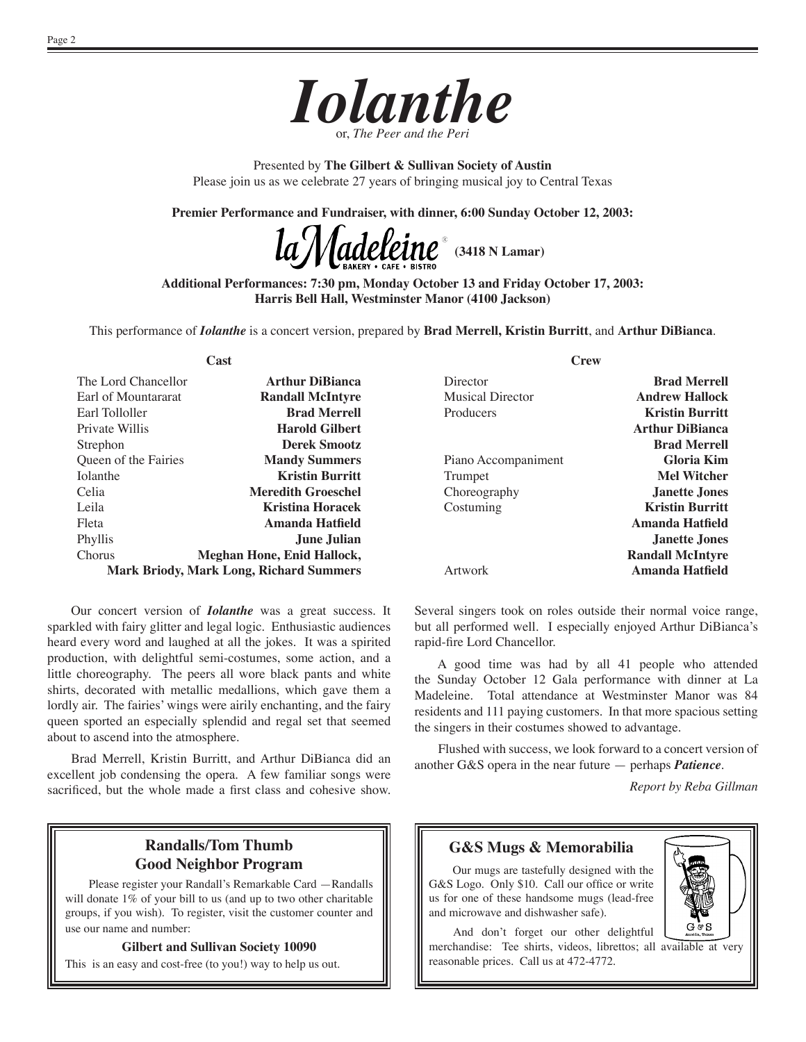// Iolanthe
or, *The Peer and the Peri*

Presented by **The Gilbert & Sullivan Society of Austin**
Please join us as we celebrate 27 years of bringing musical joy to Central Texas

**Premier Performance and Fundraiser, with dinner, 6:00 Sunday October 12, 2003:**

la Madeleine® BAKERY • CAFE • BISTRO **(3418 N Lamar)**

**Additional Performances: 7:30 pm, Monday October 13 and Friday October 17, 2003:**
**Harris Bell Hall, Westminster Manor (4100 Jackson)**

This performance of ***Iolanthe*** is a concert version, prepared by **Brad Merrell, Kristin Burritt**, and **Arthur DiBianca**.

| Cast | |
|---|---|
| The Lord Chancellor | **Arthur DiBianca** |
| Earl of Mountararat | **Randall McIntyre** |
| Earl Tolloller | **Brad Merrell** |
| Private Willis | **Harold Gilbert** |
| Strephon | **Derek Smootz** |
| Queen of the Fairies | **Mandy Summers** |
| Iolanthe | **Kristin Burritt** |
| Celia | **Meredith Groeschel** |
| Leila | **Kristina Horacek** |
| Fleta | **Amanda Hatfield** |
| Phyllis | **June Julian** |
| Chorus | **Meghan Hone, Enid Hallock, Mark Briody, Mark Long, Richard Summers** |

| Crew | |
|---|---|
| Director | **Brad Merrell** |
| Musical Director | **Andrew Hallock** |
| Producers | **Kristin Burritt** |
| | **Arthur DiBianca** |
| | **Brad Merrell** |
| Piano Accompaniment | **Gloria Kim** |
| Trumpet | **Mel Witcher** |
| Choreography | **Janette Jones** |
| Costuming | **Kristin Burritt** |
| | **Amanda Hatfield** |
| | **Janette Jones** |
| | **Randall McIntyre** |
| Artwork | **Amanda Hatfield** |

Our concert version of ***Iolanthe*** was a great success. It sparkled with fairy glitter and legal logic. Enthusiastic audiences heard every word and laughed at all the jokes. It was a spirited production, with delightful semi-costumes, some action, and a little choreography. The peers all wore black pants and white shirts, decorated with metallic medallions, which gave them a lordly air. The fairies' wings were airily enchanting, and the fairy queen sported an especially splendid and regal set that seemed about to ascend into the atmosphere.

Brad Merrell, Kristin Burritt, and Arthur DiBianca did an excellent job condensing the opera. A few familiar songs were sacrificed, but the whole made a first class and cohesive show. Several singers took on roles outside their normal voice range, but all performed well. I especially enjoyed Arthur DiBianca's rapid-fire Lord Chancellor.

A good time was had by all 41 people who attended the Sunday October 12 Gala performance with dinner at La Madeleine. Total attendance at Westminster Manor was 84 residents and 111 paying customers. In that more spacious setting the singers in their costumes showed to advantage.

Flushed with success, we look forward to a concert version of another G&S opera in the near future — perhaps ***Patience***.

*Report by Reba Gillman*

## Randalls/Tom Thumb Good Neighbor Program

Please register your Randall's Remarkable Card —Randalls will donate 1% of your bill to us (and up to two other charitable groups, if you wish). To register, visit the customer counter and use our name and number:

**Gilbert and Sullivan Society 10090**

This is an easy and cost-free (to you!) way to help us out.

## G&S Mugs & Memorabilia

Our mugs are tastefully designed with the G&S Logo. Only $10. Call our office or write us for one of these handsome mugs (lead-free and microwave and dishwasher safe).

And don't forget our other delightful merchandise: Tee shirts, videos, librettos; all available at very reasonable prices. Call us at 472-4772.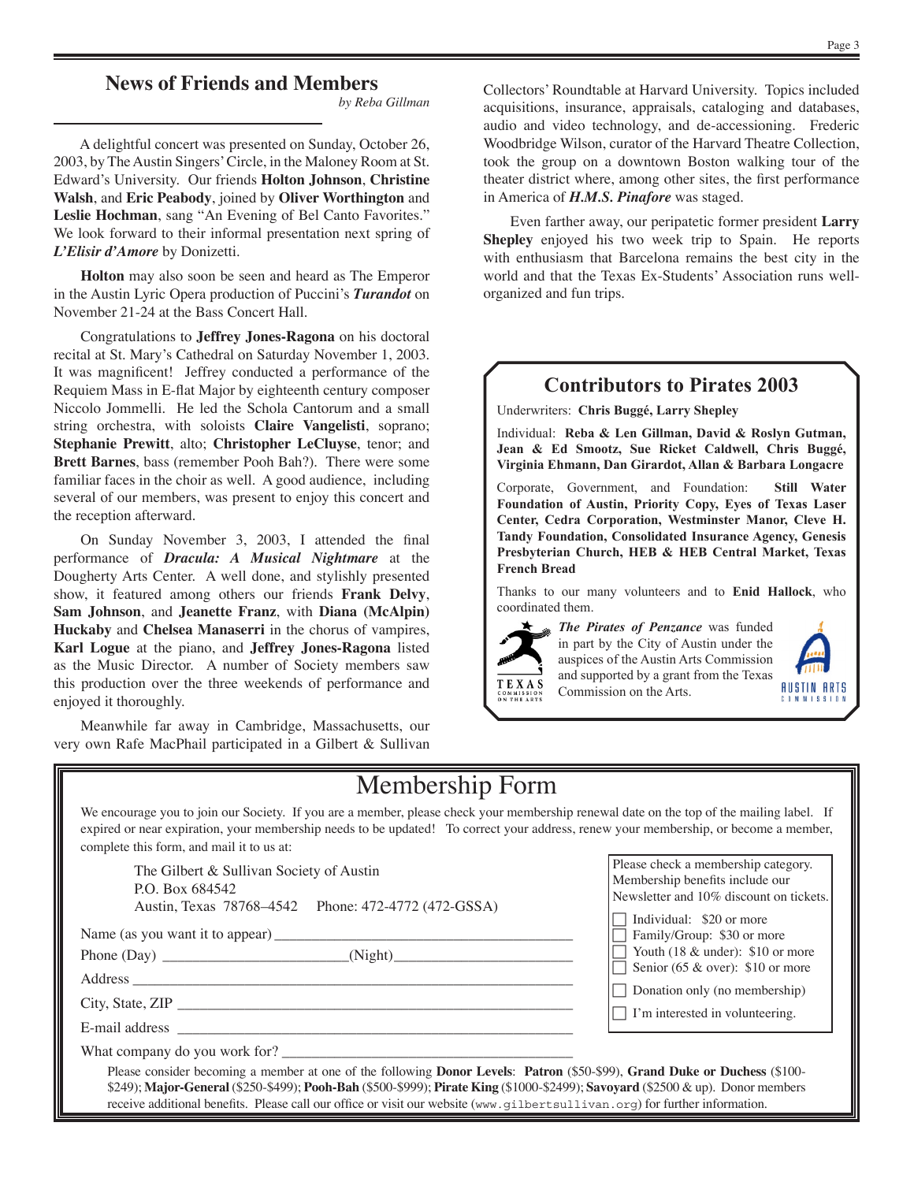## News of Friends and Members

*by Reba Gillman*

A delightful concert was presented on Sunday, October 26, 2003, by The Austin Singers' Circle, in the Maloney Room at St. Edward's University. Our friends **Holton Johnson**, **Christine Walsh**, and **Eric Peabody**, joined by **Oliver Worthington** and **Leslie Hochman**, sang "An Evening of Bel Canto Favorites." We look forward to their informal presentation next spring of ***L'Elisir d'Amore*** by Donizetti.

**Holton** may also soon be seen and heard as The Emperor in the Austin Lyric Opera production of Puccini's ***Turandot*** on November 21-24 at the Bass Concert Hall.

Congratulations to **Jeffrey Jones-Ragona** on his doctoral recital at St. Mary's Cathedral on Saturday November 1, 2003. It was magnificent! Jeffrey conducted a performance of the Requiem Mass in E-flat Major by eighteenth century composer Niccolo Jommelli. He led the Schola Cantorum and a small string orchestra, with soloists **Claire Vangelisti**, soprano; **Stephanie Prewitt**, alto; **Christopher LeCluyse**, tenor; and **Brett Barnes**, bass (remember Pooh Bah?). There were some familiar faces in the choir as well. A good audience, including several of our members, was present to enjoy this concert and the reception afterward.

On Sunday November 3, 2003, I attended the final performance of ***Dracula: A Musical Nightmare*** at the Dougherty Arts Center. A well done, and stylishly presented show, it featured among others our friends **Frank Delvy**, **Sam Johnson**, and **Jeanette Franz**, with **Diana (McAlpin) Huckaby** and **Chelsea Manaserri** in the chorus of vampires, **Karl Logue** at the piano, and **Jeffrey Jones-Ragona** listed as the Music Director. A number of Society members saw this production over the three weekends of performance and enjoyed it thoroughly.

Meanwhile far away in Cambridge, Massachusetts, our very own Rafe MacPhail participated in a Gilbert & Sullivan Collectors' Roundtable at Harvard University. Topics included acquisitions, insurance, appraisals, cataloging and databases, audio and video technology, and de-accessioning. Frederic Woodbridge Wilson, curator of the Harvard Theatre Collection, took the group on a downtown Boston walking tour of the theater district where, among other sites, the first performance in America of ***H.M.S. Pinafore*** was staged.

Even farther away, our peripatetic former president **Larry Shepley** enjoyed his two week trip to Spain. He reports with enthusiasm that Barcelona remains the best city in the world and that the Texas Ex-Students' Association runs well-organized and fun trips.

## Contributors to Pirates 2003

Underwriters: **Chris Buggé, Larry Shepley**

Individual: **Reba & Len Gillman, David & Roslyn Gutman, Jean & Ed Smootz, Sue Ricket Caldwell, Chris Buggé, Virginia Ehmann, Dan Girardot, Allan & Barbara Longacre**

Corporate, Government, and Foundation: **Still Water Foundation of Austin, Priority Copy, Eyes of Texas Laser Center, Cedra Corporation, Westminster Manor, Cleve H. Tandy Foundation, Consolidated Insurance Agency, Genesis Presbyterian Church, HEB & HEB Central Market, Texas French Bread**

Thanks to our many volunteers and to **Enid Hallock**, who coordinated them.

***The Pirates of Penzance*** was funded in part by the City of Austin under the auspices of the Austin Arts Commission and supported by a grant from the Texas Commission on the Arts.

TEXAS COMMISSION ON THE ARTS

AUSTIN ARTS COMMISSION

## Membership Form

We encourage you to join our Society. If you are a member, please check your membership renewal date on the top of the mailing label. If expired or near expiration, your membership needs to be updated! To correct your address, renew your membership, or become a member, complete this form, and mail it to us at:

The Gilbert & Sullivan Society of Austin
P.O. Box 684542
Austin, Texas 78768–4542 Phone: 472-4772 (472-GSSA)

Name (as you want it to appear) ______________________

Phone (Day) ______________________ (Night) ______________________

Address ______________________

City, State, ZIP ______________________

E-mail address ______________________

What company do you work for? ______________________

Please check a membership category. Membership benefits include our Newsletter and 10% discount on tickets.

- ☐ Individual: $20 or more
- ☐ Family/Group: $30 or more
- ☐ Youth (18 & under): $10 or more
- ☐ Senior (65 & over): $10 or more
- ☐ Donation only (no membership)
- ☐ I'm interested in volunteering.

Please consider becoming a member at one of the following **Donor Levels**: **Patron** ($50-$99), **Grand Duke or Duchess** ($100-$249); **Major-General** ($250-$499); **Pooh-Bah** ($500-$999); **Pirate King** ($1000-$2499); **Savoyard** ($2500 & up). Donor members receive additional benefits. Please call our office or visit our website (www.gilbertsullivan.org) for further information.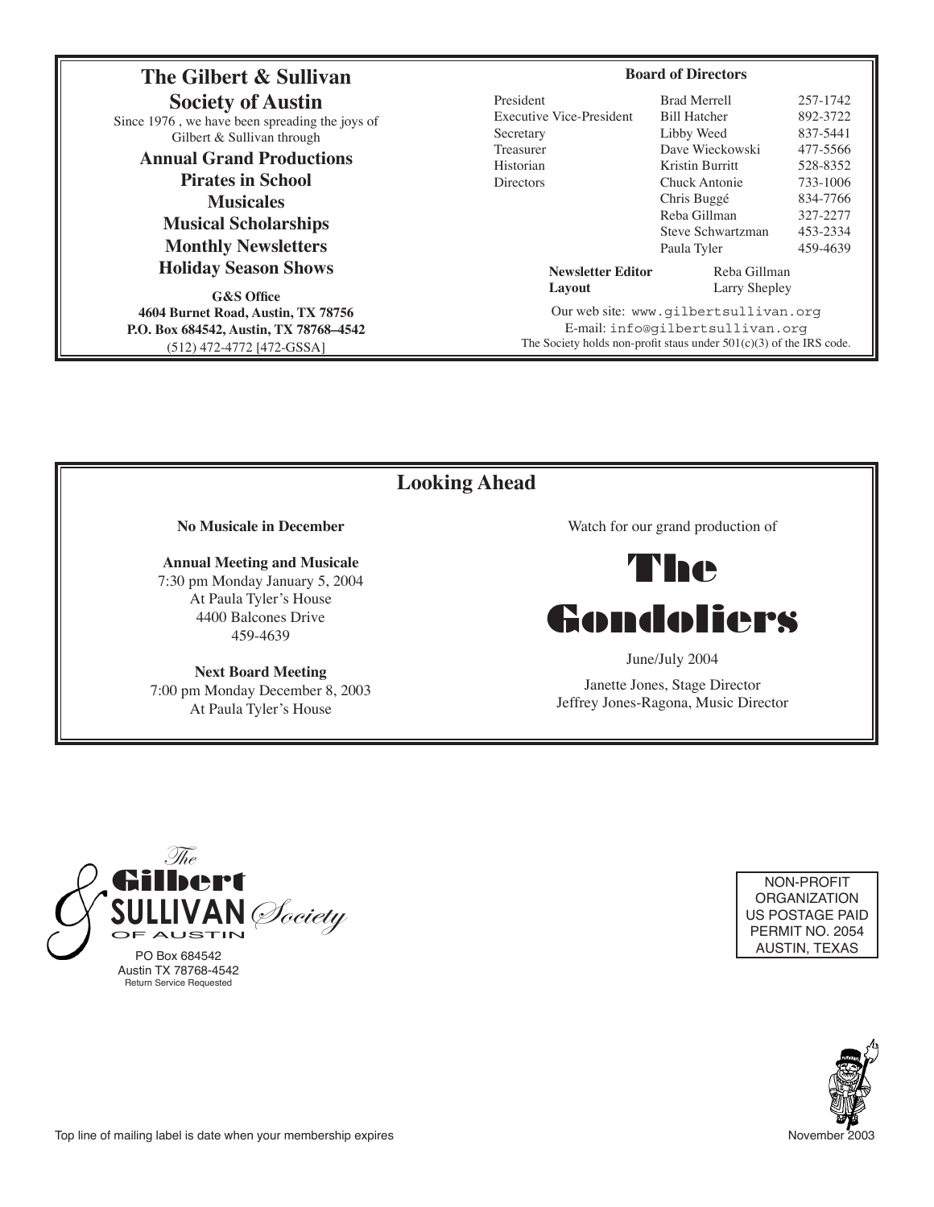## The Gilbert & Sullivan Society of Austin

Since 1976 , we have been spreading the joys of Gilbert & Sullivan through

**Annual Grand Productions**
**Pirates in School**
**Musicales**
**Musical Scholarships**
**Monthly Newsletters**
**Holiday Season Shows**

**G&S Office**
**4604 Burnet Road, Austin, TX 78756**
**P.O. Box 684542, Austin, TX 78768–4542**
(512) 472-4772 [472-GSSA]

### Board of Directors

| | | |
|---|---|---|
| President | Brad Merrell | 257-1742 |
| Executive Vice-President | Bill Hatcher | 892-3722 |
| Secretary | Libby Weed | 837-5441 |
| Treasurer | Dave Wieckowski | 477-5566 |
| Historian | Kristin Burritt | 528-8352 |
| Directors | Chuck Antonie | 733-1006 |
| | Chris Buggé | 834-7766 |
| | Reba Gillman | 327-2277 |
| | Steve Schwartzman | 453-2334 |
| | Paula Tyler | 459-4639 |

**Newsletter Editor** Reba Gillman
**Layout** Larry Shepley

Our web site: www.gilbertsullivan.org
E-mail: info@gilbertsullivan.org
The Society holds non-profit staus under 501(c)(3) of the IRS code.

## Looking Ahead

**No Musicale in December**

**Annual Meeting and Musicale**
7:30 pm Monday January 5, 2004
At Paula Tyler's House
4400 Balcones Drive
459-4639

**Next Board Meeting**
7:00 pm Monday December 8, 2003
At Paula Tyler's House

Watch for our grand production of

# The Gondoliers

June/July 2004

Janette Jones, Stage Director
Jeffrey Jones-Ragona, Music Director

The Gilbert & Sullivan Society of Austin
PO Box 684542
Austin TX 78768-4542
Return Service Requested

NON-PROFIT ORGANIZATION
US POSTAGE PAID
PERMIT NO. 2054
AUSTIN, TEXAS

Top line of mailing label is date when your membership expires

November 2003